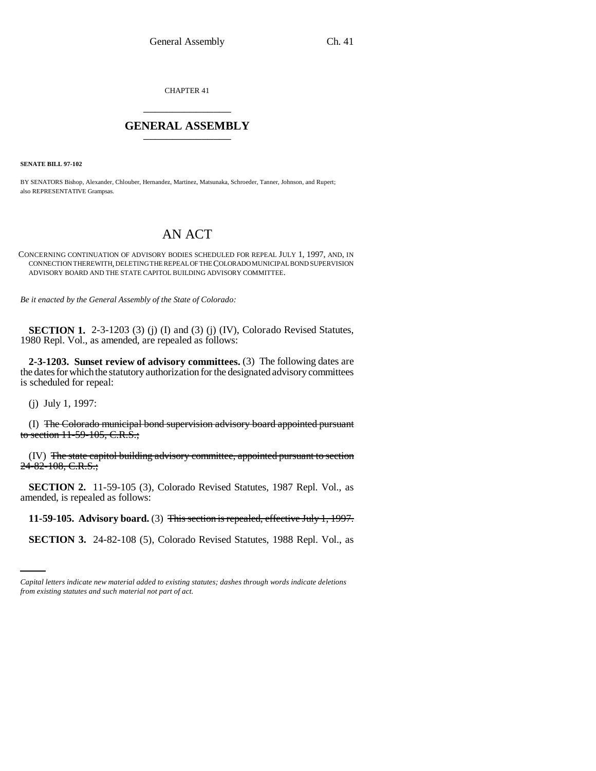CHAPTER 41

# GENERAL ASSEMBLY

**SENATE BILL 97-102**

BY SENATORS Bishop, Alexander, Chlouber, Hernandez, Martinez, Matsunaka, Schroeder, Tanner, Johnson, and Rupert; also REPRESENTATIVE Grampsas.

## AN ACT

CONCERNING CONTINUATION OF ADVISORY BODIES SCHEDULED FOR REPEAL JULY 1, 1997, AND, IN CONNECTION THEREWITH, DELETING THE REPEAL OF THE COLORADO MUNICIPAL BOND SUPERVISION ADVISORY BOARD AND THE STATE CAPITOL BUILDING ADVISORY COMMITTEE.

*Be it enacted by the General Assembly of the State of Colorado:*

**SECTION 1.** 2-3-1203 (3) (j) (I) and (3) (j) (IV), Colorado Revised Statutes, 1980 Repl. Vol., as amended, are repealed as follows:

**2-3-1203. Sunset review of advisory committees.** (3) The following dates are the dates for which the statutory authorization for the designated advisory committees is scheduled for repeal:

(j) July 1, 1997:

(I) ~~The Colorado municipal bond supervision advisory board appointed pursuant to section 11-59-105, C.R.S.;~~

(IV) ~~The state capitol building advisory committee, appointed pursuant to section 24-82-108, C.R.S.;~~

**SECTION 2.** 11-59-105 (3), Colorado Revised Statutes, 1987 Repl. Vol., as amended, is repealed as follows:

**11-59-105. Advisory board.** (3) ~~This section is repealed, effective July 1, 1997.~~

**SECTION 3.** 24-82-108 (5), Colorado Revised Statutes, 1988 Repl. Vol., as

*Capital letters indicate new material added to existing statutes; dashes through words indicate deletions from existing statutes and such material not part of act.*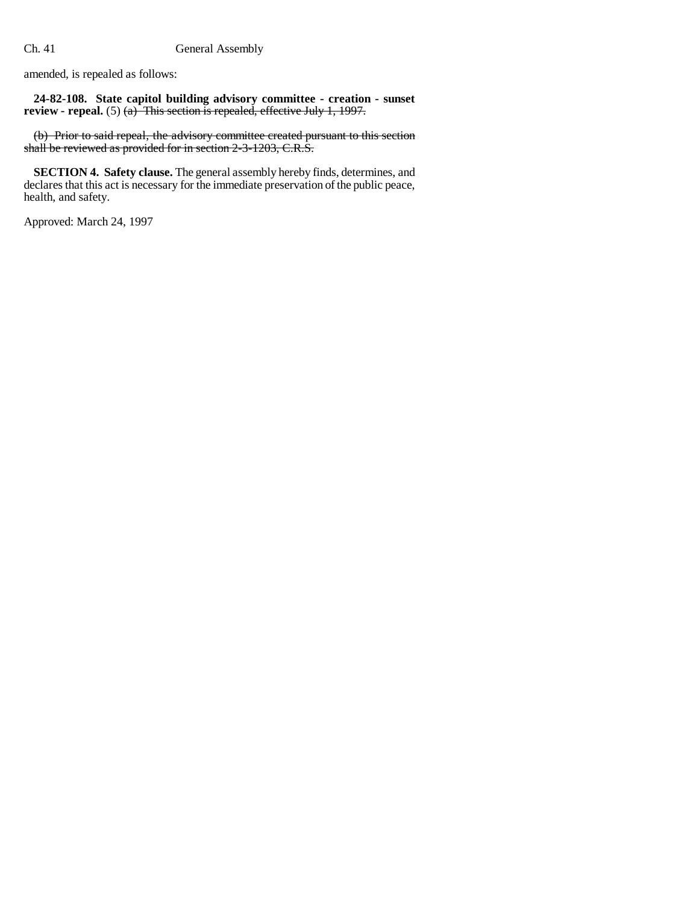amended, is repealed as follows:

**24-82-108. State capitol building advisory committee - creation - sunset review - repeal.** (5) ~~(a) This section is repealed, effective July 1, 1997.~~

~~(b) Prior to said repeal, the advisory committee created pursuant to this section shall be reviewed as provided for in section 2-3-1203, C.R.S.~~

**SECTION 4. Safety clause.** The general assembly hereby finds, determines, and declares that this act is necessary for the immediate preservation of the public peace, health, and safety.

Approved: March 24, 1997